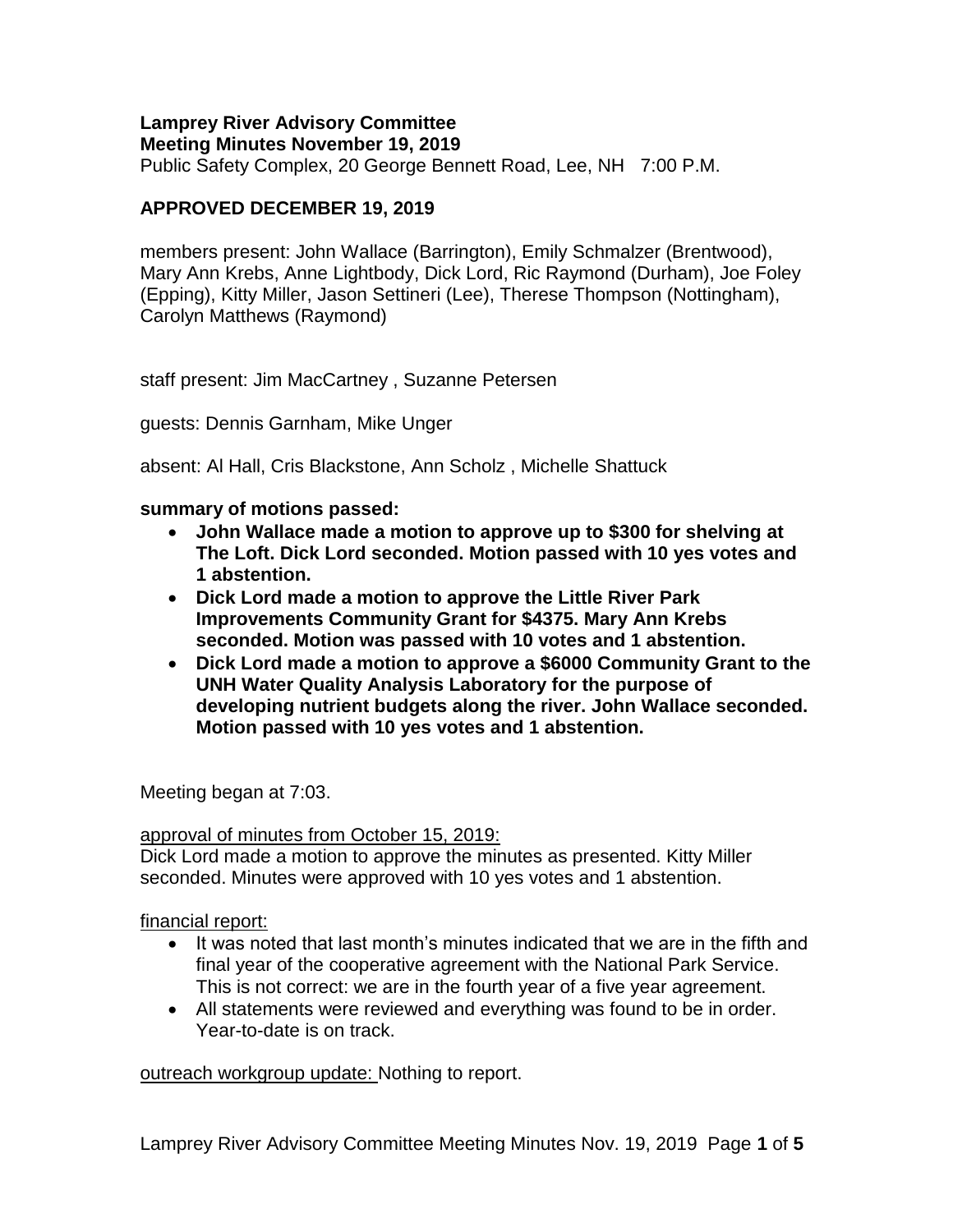# Lamprey River Advisory Committee

## Meeting Minutes November 19, 2019

Public Safety Complex, 20 George Bennett Road, Lee, NH 7:00 P.M.

**APPROVED DECEMBER 19, 2019**

members present: John Wallace (Barrington), Emily Schmalzer (Brentwood), Mary Ann Krebs, Anne Lightbody, Dick Lord, Ric Raymond (Durham), Joe Foley (Epping), Kitty Miller, Jason Settineri (Lee), Therese Thompson (Nottingham), Carolyn Matthews (Raymond)

staff present: Jim MacCartney , Suzanne Petersen

guests: Dennis Garnham, Mike Unger

absent: Al Hall, Cris Blackstone, Ann Scholz , Michelle Shattuck

**summary of motions passed:**

- **John Wallace made a motion to approve up to $300 for shelving at The Loft. Dick Lord seconded. Motion passed with 10 yes votes and 1 abstention.**
- **Dick Lord made a motion to approve the Little River Park Improvements Community Grant for $4375. Mary Ann Krebs seconded. Motion was passed with 10 votes and 1 abstention.**
- **Dick Lord made a motion to approve a $6000 Community Grant to the UNH Water Quality Analysis Laboratory for the purpose of developing nutrient budgets along the river. John Wallace seconded. Motion passed with 10 yes votes and 1 abstention.**

Meeting began at 7:03.

<u>approval of minutes from October 15, 2019:</u>
Dick Lord made a motion to approve the minutes as presented. Kitty Miller seconded. Minutes were approved with 10 yes votes and 1 abstention.

<u>financial report:</u>

- It was noted that last month's minutes indicated that we are in the fifth and final year of the cooperative agreement with the National Park Service. This is not correct: we are in the fourth year of a five year agreement.
- All statements were reviewed and everything was found to be in order. Year-to-date is on track.

<u>outreach workgroup update:</u> Nothing to report.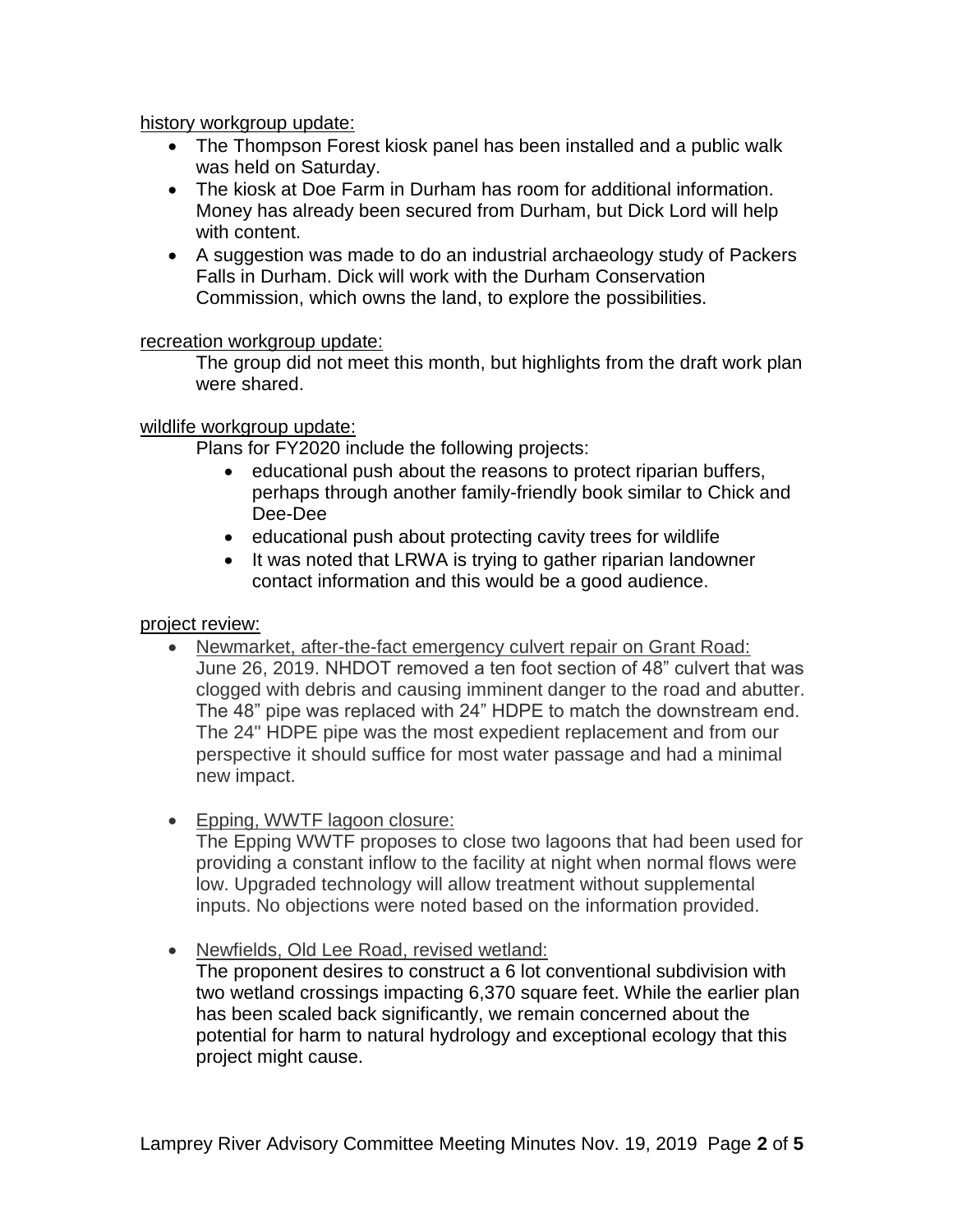history workgroup update:

- The Thompson Forest kiosk panel has been installed and a public walk was held on Saturday.
- The kiosk at Doe Farm in Durham has room for additional information. Money has already been secured from Durham, but Dick Lord will help with content.
- A suggestion was made to do an industrial archaeology study of Packers Falls in Durham. Dick will work with the Durham Conservation Commission, which owns the land, to explore the possibilities.

recreation workgroup update:

The group did not meet this month, but highlights from the draft work plan were shared.

wildlife workgroup update:

Plans for FY2020 include the following projects:

- educational push about the reasons to protect riparian buffers, perhaps through another family-friendly book similar to Chick and Dee-Dee
- educational push about protecting cavity trees for wildlife
- It was noted that LRWA is trying to gather riparian landowner contact information and this would be a good audience.

project review:

- Newmarket, after-the-fact emergency culvert repair on Grant Road:
  June 26, 2019. NHDOT removed a ten foot section of 48” culvert that was clogged with debris and causing imminent danger to the road and abutter. The 48” pipe was replaced with 24” HDPE to match the downstream end. The 24" HDPE pipe was the most expedient replacement and from our perspective it should suffice for most water passage and had a minimal new impact.

- Epping, WWTF lagoon closure:
  The Epping WWTF proposes to close two lagoons that had been used for providing a constant inflow to the facility at night when normal flows were low. Upgraded technology will allow treatment without supplemental inputs. No objections were noted based on the information provided.

- Newfields, Old Lee Road, revised wetland:
  The proponent desires to construct a 6 lot conventional subdivision with two wetland crossings impacting 6,370 square feet. While the earlier plan has been scaled back significantly, we remain concerned about the potential for harm to natural hydrology and exceptional ecology that this project might cause.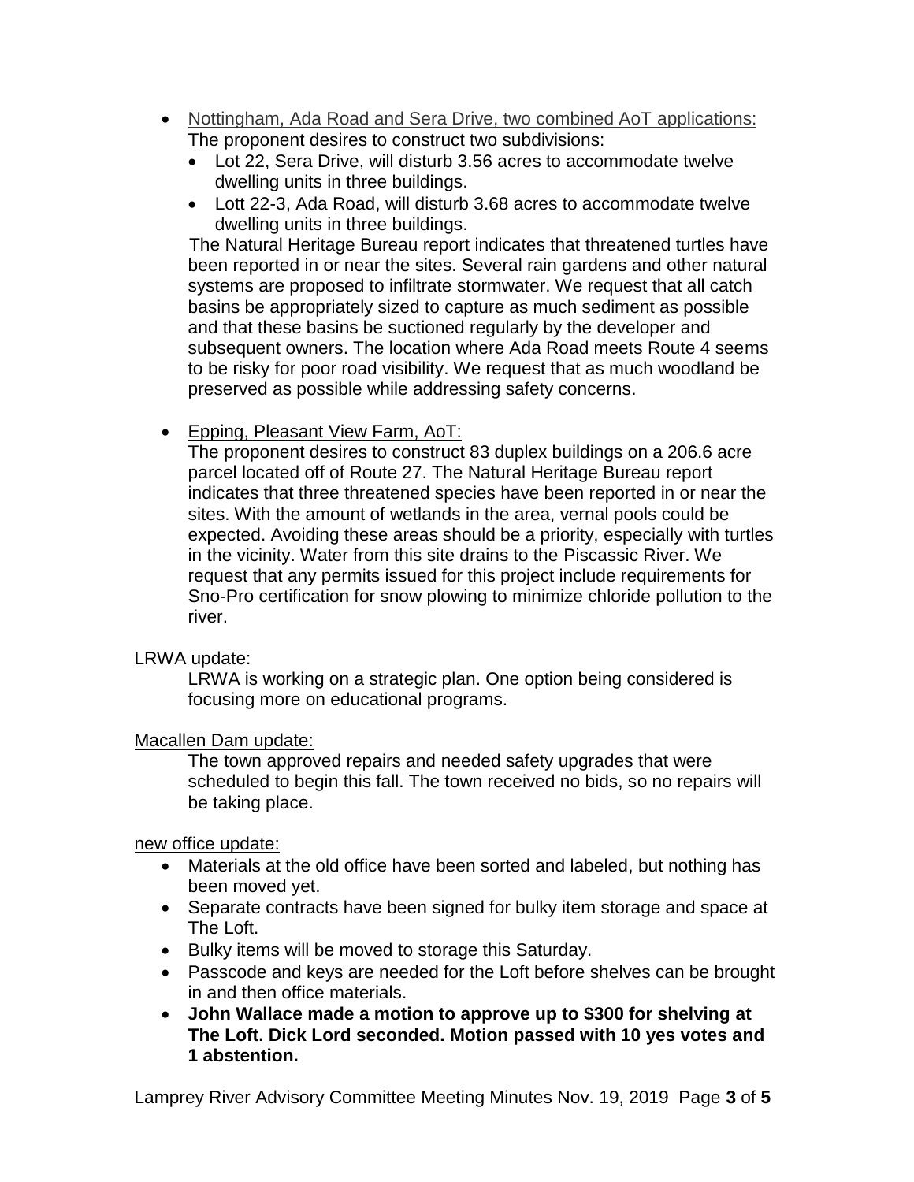- Nottingham, Ada Road and Sera Drive, two combined AoT applications:
  The proponent desires to construct two subdivisions:
  - Lot 22, Sera Drive, will disturb 3.56 acres to accommodate twelve dwelling units in three buildings.
  - Lott 22-3, Ada Road, will disturb 3.68 acres to accommodate twelve dwelling units in three buildings.

  The Natural Heritage Bureau report indicates that threatened turtles have been reported in or near the sites. Several rain gardens and other natural systems are proposed to infiltrate stormwater. We request that all catch basins be appropriately sized to capture as much sediment as possible and that these basins be suctioned regularly by the developer and subsequent owners. The location where Ada Road meets Route 4 seems to be risky for poor road visibility. We request that as much woodland be preserved as possible while addressing safety concerns.

- Epping, Pleasant View Farm, AoT:
  The proponent desires to construct 83 duplex buildings on a 206.6 acre parcel located off of Route 27. The Natural Heritage Bureau report indicates that three threatened species have been reported in or near the sites. With the amount of wetlands in the area, vernal pools could be expected. Avoiding these areas should be a priority, especially with turtles in the vicinity. Water from this site drains to the Piscassic River. We request that any permits issued for this project include requirements for Sno-Pro certification for snow plowing to minimize chloride pollution to the river.

LRWA update:

LRWA is working on a strategic plan. One option being considered is focusing more on educational programs.

Macallen Dam update:

The town approved repairs and needed safety upgrades that were scheduled to begin this fall. The town received no bids, so no repairs will be taking place.

new office update:

- Materials at the old office have been sorted and labeled, but nothing has been moved yet.
- Separate contracts have been signed for bulky item storage and space at The Loft.
- Bulky items will be moved to storage this Saturday.
- Passcode and keys are needed for the Loft before shelves can be brought in and then office materials.
- **John Wallace made a motion to approve up to $300 for shelving at The Loft. Dick Lord seconded. Motion passed with 10 yes votes and 1 abstention.**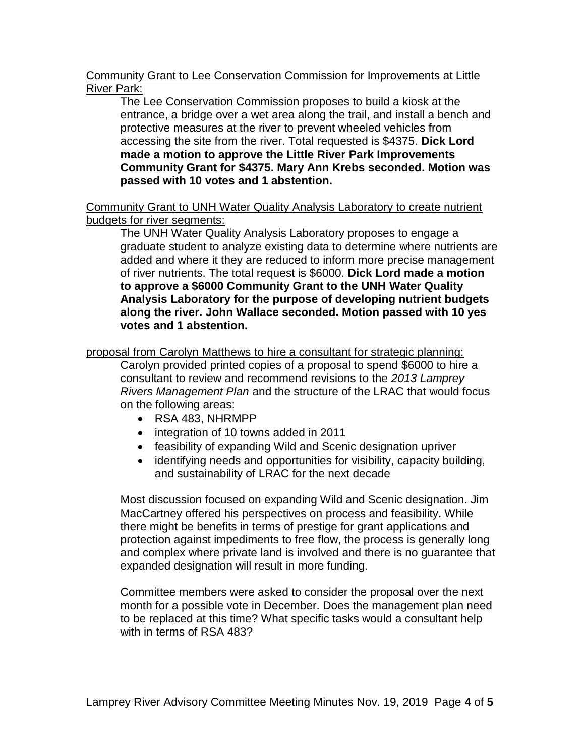Community Grant to Lee Conservation Commission for Improvements at Little River Park:

The Lee Conservation Commission proposes to build a kiosk at the entrance, a bridge over a wet area along the trail, and install a bench and protective measures at the river to prevent wheeled vehicles from accessing the site from the river. Total requested is $4375. **Dick Lord made a motion to approve the Little River Park Improvements Community Grant for $4375. Mary Ann Krebs seconded. Motion was passed with 10 votes and 1 abstention.**

Community Grant to UNH Water Quality Analysis Laboratory to create nutrient budgets for river segments:

The UNH Water Quality Analysis Laboratory proposes to engage a graduate student to analyze existing data to determine where nutrients are added and where it they are reduced to inform more precise management of river nutrients. The total request is $6000. **Dick Lord made a motion to approve a $6000 Community Grant to the UNH Water Quality Analysis Laboratory for the purpose of developing nutrient budgets along the river. John Wallace seconded. Motion passed with 10 yes votes and 1 abstention.**

proposal from Carolyn Matthews to hire a consultant for strategic planning:

Carolyn provided printed copies of a proposal to spend $6000 to hire a consultant to review and recommend revisions to the *2013 Lamprey Rivers Management Plan* and the structure of the LRAC that would focus on the following areas:

- RSA 483, NHRMPP
- integration of 10 towns added in 2011
- feasibility of expanding Wild and Scenic designation upriver
- identifying needs and opportunities for visibility, capacity building, and sustainability of LRAC for the next decade

Most discussion focused on expanding Wild and Scenic designation. Jim MacCartney offered his perspectives on process and feasibility. While there might be benefits in terms of prestige for grant applications and protection against impediments to free flow, the process is generally long and complex where private land is involved and there is no guarantee that expanded designation will result in more funding.

Committee members were asked to consider the proposal over the next month for a possible vote in December. Does the management plan need to be replaced at this time? What specific tasks would a consultant help with in terms of RSA 483?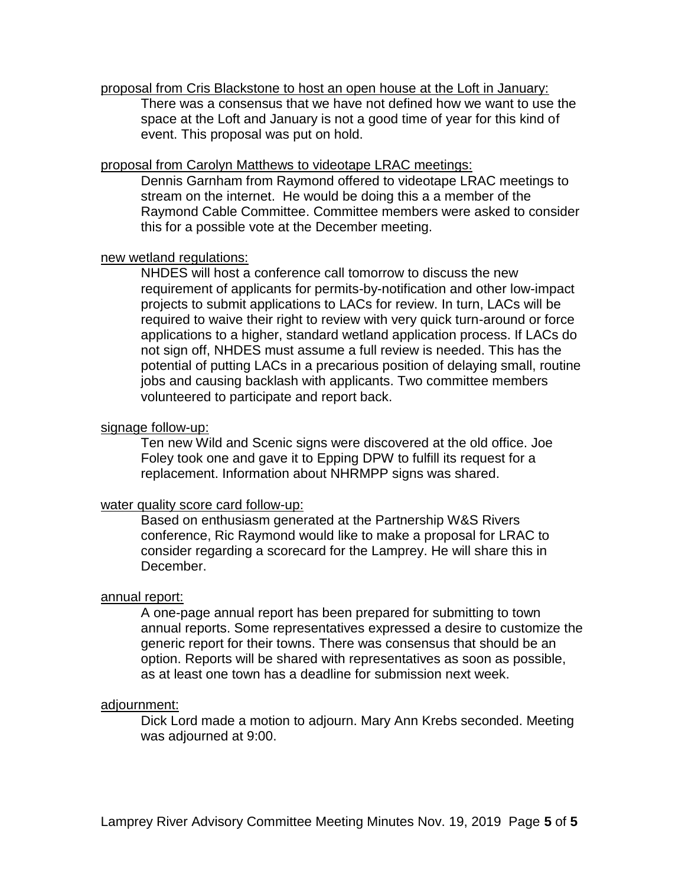<u>proposal from Cris Blackstone to host an open house at the Loft in January:</u>

There was a consensus that we have not defined how we want to use the space at the Loft and January is not a good time of year for this kind of event. This proposal was put on hold.

<u>proposal from Carolyn Matthews to videotape LRAC meetings:</u>

Dennis Garnham from Raymond offered to videotape LRAC meetings to stream on the internet. He would be doing this a a member of the Raymond Cable Committee. Committee members were asked to consider this for a possible vote at the December meeting.

<u>new wetland regulations:</u>

NHDES will host a conference call tomorrow to discuss the new requirement of applicants for permits-by-notification and other low-impact projects to submit applications to LACs for review. In turn, LACs will be required to waive their right to review with very quick turn-around or force applications to a higher, standard wetland application process. If LACs do not sign off, NHDES must assume a full review is needed. This has the potential of putting LACs in a precarious position of delaying small, routine jobs and causing backlash with applicants. Two committee members volunteered to participate and report back.

<u>signage follow-up:</u>

Ten new Wild and Scenic signs were discovered at the old office. Joe Foley took one and gave it to Epping DPW to fulfill its request for a replacement. Information about NHRMPP signs was shared.

<u>water quality score card follow-up:</u>

Based on enthusiasm generated at the Partnership W&S Rivers conference, Ric Raymond would like to make a proposal for LRAC to consider regarding a scorecard for the Lamprey. He will share this in December.

<u>annual report:</u>

A one-page annual report has been prepared for submitting to town annual reports. Some representatives expressed a desire to customize the generic report for their towns. There was consensus that should be an option. Reports will be shared with representatives as soon as possible, as at least one town has a deadline for submission next week.

<u>adjournment:</u>

Dick Lord made a motion to adjourn. Mary Ann Krebs seconded. Meeting was adjourned at 9:00.